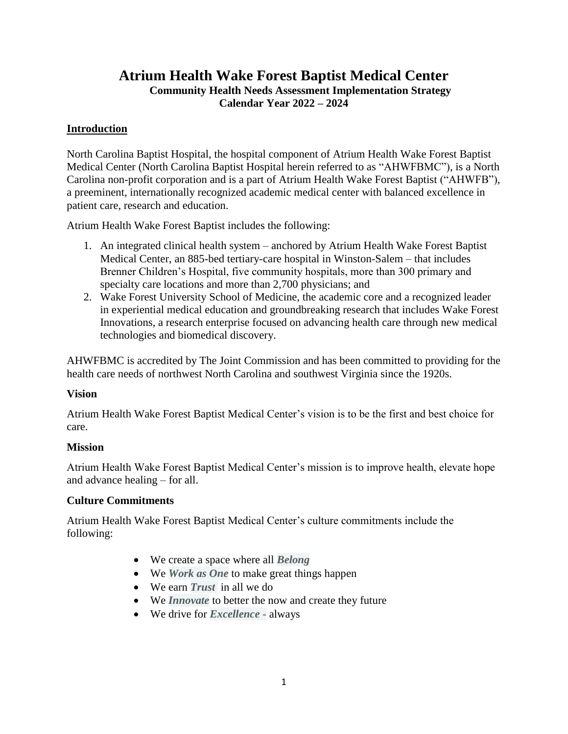# Atrium Health Wake Forest Baptist Medical Center

## Community Health Needs Assessment Implementation Strategy
## Calendar Year 2022 – 2024

### Introduction

North Carolina Baptist Hospital, the hospital component of Atrium Health Wake Forest Baptist Medical Center (North Carolina Baptist Hospital herein referred to as "AHWFBMC"), is a North Carolina non-profit corporation and is a part of Atrium Health Wake Forest Baptist ("AHWFB"), a preeminent, internationally recognized academic medical center with balanced excellence in patient care, research and education.

Atrium Health Wake Forest Baptist includes the following:

1. An integrated clinical health system – anchored by Atrium Health Wake Forest Baptist Medical Center, an 885-bed tertiary-care hospital in Winston-Salem – that includes Brenner Children's Hospital, five community hospitals, more than 300 primary and specialty care locations and more than 2,700 physicians; and
2. Wake Forest University School of Medicine, the academic core and a recognized leader in experiential medical education and groundbreaking research that includes Wake Forest Innovations, a research enterprise focused on advancing health care through new medical technologies and biomedical discovery.

AHWFBMC is accredited by The Joint Commission and has been committed to providing for the health care needs of northwest North Carolina and southwest Virginia since the 1920s.

### Vision

Atrium Health Wake Forest Baptist Medical Center's vision is to be the first and best choice for care.

### Mission

Atrium Health Wake Forest Baptist Medical Center's mission is to improve health, elevate hope and advance healing – for all.

### Culture Commitments

Atrium Health Wake Forest Baptist Medical Center's culture commitments include the following:

- We create a space where all ***Belong***
- We ***Work as One*** to make great things happen
- We earn ***Trust*** in all we do
- We ***Innovate*** to better the now and create they future
- We drive for ***Excellence -*** always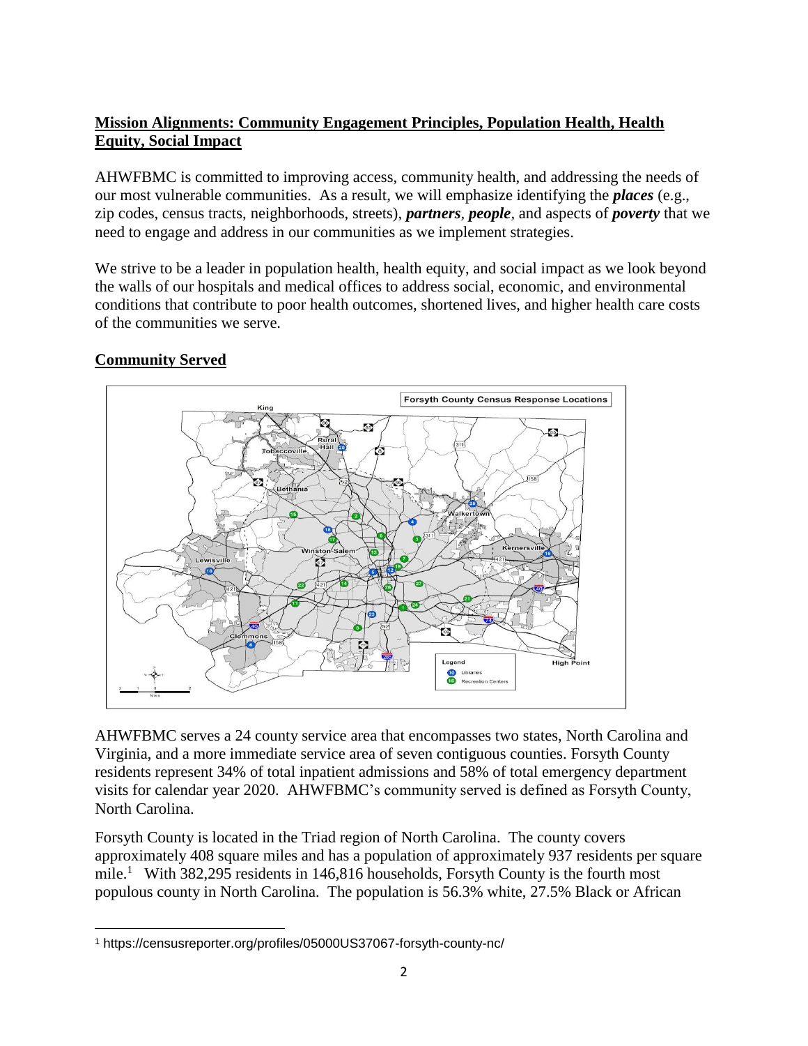## Mission Alignments: Community Engagement Principles, Population Health, Health Equity, Social Impact

AHWFBMC is committed to improving access, community health, and addressing the needs of our most vulnerable communities. As a result, we will emphasize identifying the ***places*** (e.g., zip codes, census tracts, neighborhoods, streets), ***partners***, ***people***, and aspects of ***poverty*** that we need to engage and address in our communities as we implement strategies.

We strive to be a leader in population health, health equity, and social impact as we look beyond the walls of our hospitals and medical offices to address social, economic, and environmental conditions that contribute to poor health outcomes, shortened lives, and higher health care costs of the communities we serve.

## Community Served

AHWFBMC serves a 24 county service area that encompasses two states, North Carolina and Virginia, and a more immediate service area of seven contiguous counties. Forsyth County residents represent 34% of total inpatient admissions and 58% of total emergency department visits for calendar year 2020. AHWFBMC's community served is defined as Forsyth County, North Carolina.

Forsyth County is located in the Triad region of North Carolina. The county covers approximately 408 square miles and has a population of approximately 937 residents per square mile.[1] With 382,295 residents in 146,816 households, Forsyth County is the fourth most populous county in North Carolina. The population is 56.3% white, 27.5% Black or African

[1] https://censusreporter.org/profiles/05000US37067-forsyth-county-nc/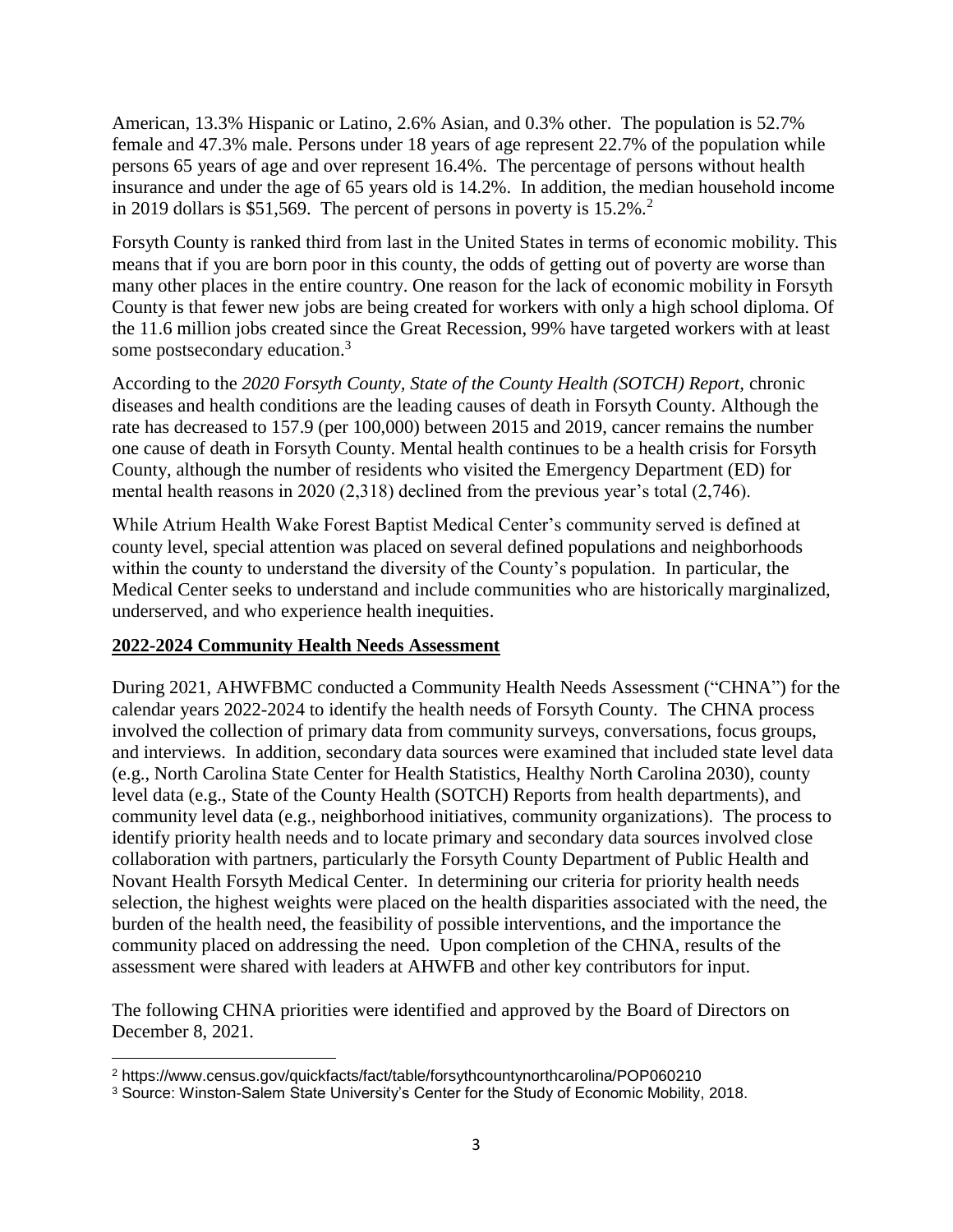American, 13.3% Hispanic or Latino, 2.6% Asian, and 0.3% other. The population is 52.7% female and 47.3% male. Persons under 18 years of age represent 22.7% of the population while persons 65 years of age and over represent 16.4%. The percentage of persons without health insurance and under the age of 65 years old is 14.2%. In addition, the median household income in 2019 dollars is $51,569. The percent of persons in poverty is 15.2%.[2]

Forsyth County is ranked third from last in the United States in terms of economic mobility. This means that if you are born poor in this county, the odds of getting out of poverty are worse than many other places in the entire country. One reason for the lack of economic mobility in Forsyth County is that fewer new jobs are being created for workers with only a high school diploma. Of the 11.6 million jobs created since the Great Recession, 99% have targeted workers with at least some postsecondary education.[3]

According to the *2020 Forsyth County, State of the County Health (SOTCH) Report*, chronic diseases and health conditions are the leading causes of death in Forsyth County. Although the rate has decreased to 157.9 (per 100,000) between 2015 and 2019, cancer remains the number one cause of death in Forsyth County. Mental health continues to be a health crisis for Forsyth County, although the number of residents who visited the Emergency Department (ED) for mental health reasons in 2020 (2,318) declined from the previous year's total (2,746).

While Atrium Health Wake Forest Baptist Medical Center's community served is defined at county level, special attention was placed on several defined populations and neighborhoods within the county to understand the diversity of the County's population. In particular, the Medical Center seeks to understand and include communities who are historically marginalized, underserved, and who experience health inequities.

## 2022-2024 Community Health Needs Assessment

During 2021, AHWFBMC conducted a Community Health Needs Assessment ("CHNA") for the calendar years 2022-2024 to identify the health needs of Forsyth County. The CHNA process involved the collection of primary data from community surveys, conversations, focus groups, and interviews. In addition, secondary data sources were examined that included state level data (e.g., North Carolina State Center for Health Statistics, Healthy North Carolina 2030), county level data (e.g., State of the County Health (SOTCH) Reports from health departments), and community level data (e.g., neighborhood initiatives, community organizations). The process to identify priority health needs and to locate primary and secondary data sources involved close collaboration with partners, particularly the Forsyth County Department of Public Health and Novant Health Forsyth Medical Center. In determining our criteria for priority health needs selection, the highest weights were placed on the health disparities associated with the need, the burden of the health need, the feasibility of possible interventions, and the importance the community placed on addressing the need. Upon completion of the CHNA, results of the assessment were shared with leaders at AHWFB and other key contributors for input.

The following CHNA priorities were identified and approved by the Board of Directors on December 8, 2021.

---

[2] https://www.census.gov/quickfacts/fact/table/forsythcountynorthcarolina/POP060210

[3] Source: Winston-Salem State University's Center for the Study of Economic Mobility, 2018.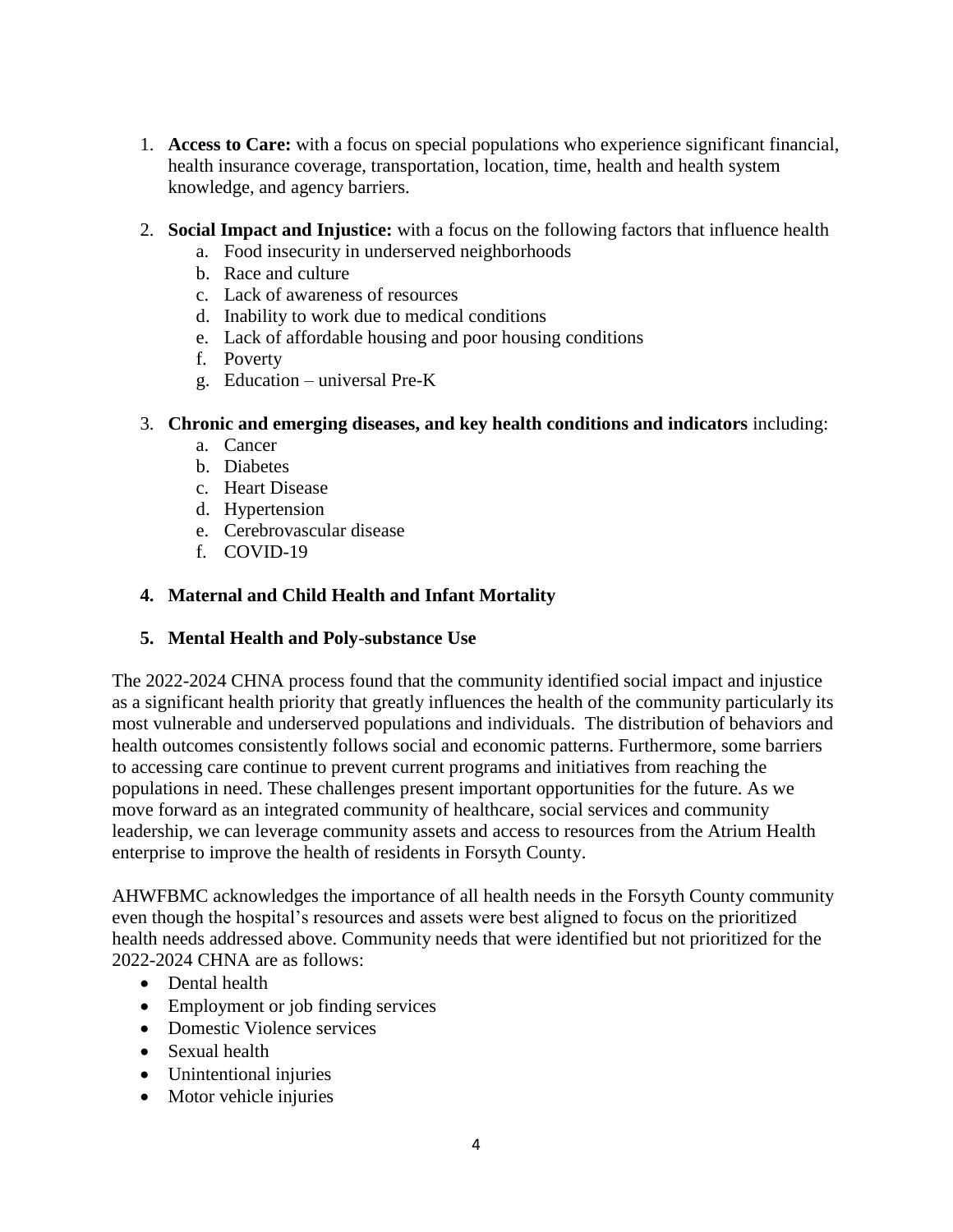1. **Access to Care:** with a focus on special populations who experience significant financial, health insurance coverage, transportation, location, time, health and health system knowledge, and agency barriers.

2. **Social Impact and Injustice:** with a focus on the following factors that influence health
   a. Food insecurity in underserved neighborhoods
   b. Race and culture
   c. Lack of awareness of resources
   d. Inability to work due to medical conditions
   e. Lack of affordable housing and poor housing conditions
   f. Poverty
   g. Education – universal Pre-K

3. **Chronic and emerging diseases, and key health conditions and indicators** including:
   a. Cancer
   b. Diabetes
   c. Heart Disease
   d. Hypertension
   e. Cerebrovascular disease
   f. COVID-19

4. **Maternal and Child Health and Infant Mortality**

5. **Mental Health and Poly-substance Use**

The 2022-2024 CHNA process found that the community identified social impact and injustice as a significant health priority that greatly influences the health of the community particularly its most vulnerable and underserved populations and individuals. The distribution of behaviors and health outcomes consistently follows social and economic patterns. Furthermore, some barriers to accessing care continue to prevent current programs and initiatives from reaching the populations in need. These challenges present important opportunities for the future. As we move forward as an integrated community of healthcare, social services and community leadership, we can leverage community assets and access to resources from the Atrium Health enterprise to improve the health of residents in Forsyth County.

AHWFBMC acknowledges the importance of all health needs in the Forsyth County community even though the hospital's resources and assets were best aligned to focus on the prioritized health needs addressed above. Community needs that were identified but not prioritized for the 2022-2024 CHNA are as follows:

- Dental health
- Employment or job finding services
- Domestic Violence services
- Sexual health
- Unintentional injuries
- Motor vehicle injuries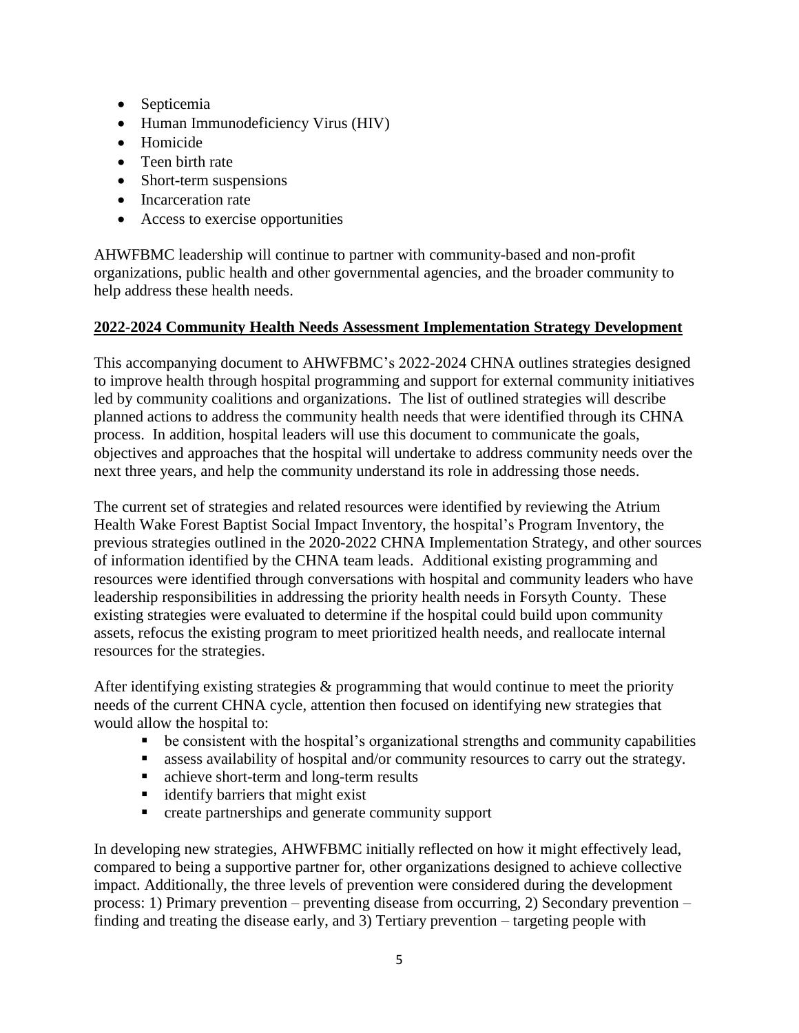- Septicemia
- Human Immunodeficiency Virus (HIV)
- Homicide
- Teen birth rate
- Short-term suspensions
- Incarceration rate
- Access to exercise opportunities

AHWFBMC leadership will continue to partner with community-based and non-profit organizations, public health and other governmental agencies, and the broader community to help address these health needs.

## 2022-2024 Community Health Needs Assessment Implementation Strategy Development

This accompanying document to AHWFBMC's 2022-2024 CHNA outlines strategies designed to improve health through hospital programming and support for external community initiatives led by community coalitions and organizations. The list of outlined strategies will describe planned actions to address the community health needs that were identified through its CHNA process. In addition, hospital leaders will use this document to communicate the goals, objectives and approaches that the hospital will undertake to address community needs over the next three years, and help the community understand its role in addressing those needs.

The current set of strategies and related resources were identified by reviewing the Atrium Health Wake Forest Baptist Social Impact Inventory, the hospital's Program Inventory, the previous strategies outlined in the 2020-2022 CHNA Implementation Strategy, and other sources of information identified by the CHNA team leads. Additional existing programming and resources were identified through conversations with hospital and community leaders who have leadership responsibilities in addressing the priority health needs in Forsyth County. These existing strategies were evaluated to determine if the hospital could build upon community assets, refocus the existing program to meet prioritized health needs, and reallocate internal resources for the strategies.

After identifying existing strategies & programming that would continue to meet the priority needs of the current CHNA cycle, attention then focused on identifying new strategies that would allow the hospital to:

- be consistent with the hospital's organizational strengths and community capabilities
- assess availability of hospital and/or community resources to carry out the strategy.
- achieve short-term and long-term results
- identify barriers that might exist
- create partnerships and generate community support

In developing new strategies, AHWFBMC initially reflected on how it might effectively lead, compared to being a supportive partner for, other organizations designed to achieve collective impact. Additionally, the three levels of prevention were considered during the development process: 1) Primary prevention – preventing disease from occurring, 2) Secondary prevention – finding and treating the disease early, and 3) Tertiary prevention – targeting people with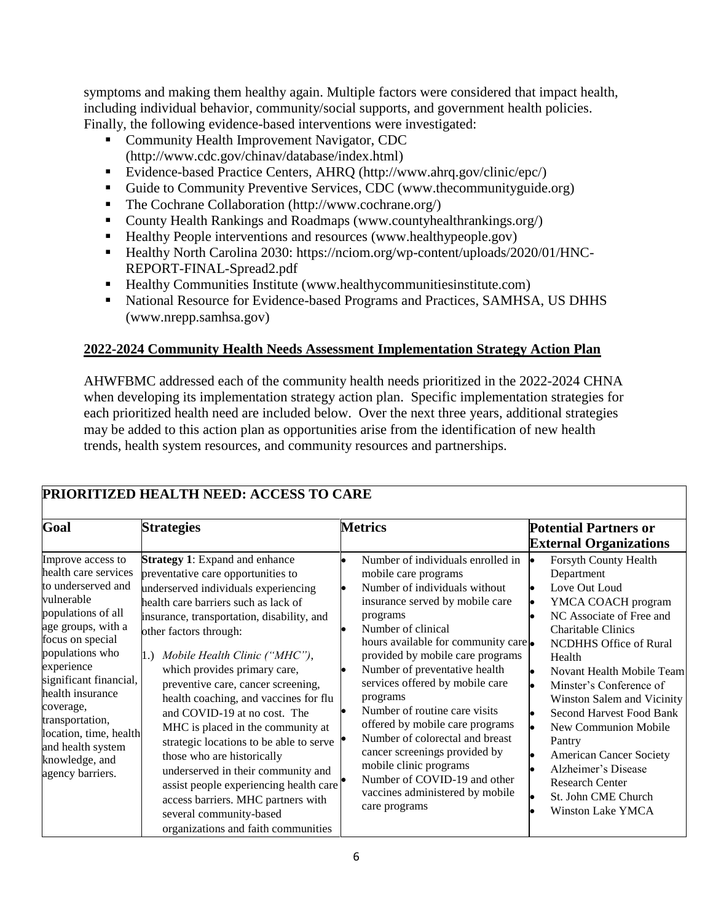symptoms and making them healthy again. Multiple factors were considered that impact health, including individual behavior, community/social supports, and government health policies. Finally, the following evidence-based interventions were investigated:

- Community Health Improvement Navigator, CDC (http://www.cdc.gov/chinav/database/index.html)
- Evidence-based Practice Centers, AHRQ (http://www.ahrq.gov/clinic/epc/)
- Guide to Community Preventive Services, CDC (www.thecommunityguide.org)
- The Cochrane Collaboration (http://www.cochrane.org/)
- County Health Rankings and Roadmaps (www.countyhealthrankings.org/)
- Healthy People interventions and resources (www.healthypeople.gov)
- Healthy North Carolina 2030: https://nciom.org/wp-content/uploads/2020/01/HNC-REPORT-FINAL-Spread2.pdf
- Healthy Communities Institute (www.healthycommunitiesinstitute.com)
- National Resource for Evidence-based Programs and Practices, SAMHSA, US DHHS (www.nrepp.samhsa.gov)

## 2022-2024 Community Health Needs Assessment Implementation Strategy Action Plan

AHWFBMC addressed each of the community health needs prioritized in the 2022-2024 CHNA when developing its implementation strategy action plan. Specific implementation strategies for each prioritized health need are included below. Over the next three years, additional strategies may be added to this action plan as opportunities arise from the identification of new health trends, health system resources, and community resources and partnerships.

**PRIORITIZED HEALTH NEED: ACCESS TO CARE**

| Goal | Strategies | Metrics | Potential Partners or External Organizations |
|---|---|---|---|
| Improve access to health care services to underserved and vulnerable populations of all age groups, with a focus on special populations who experience significant financial, health insurance coverage, transportation, location, time, health and health system knowledge, and agency barriers. | **Strategy 1**: Expand and enhance preventative care opportunities to underserved individuals experiencing health care barriers such as lack of insurance, transportation, disability, and other factors through:<br><br>1.) *Mobile Health Clinic ("MHC")*, which provides primary care, preventive care, cancer screening, health coaching, and vaccines for flu and COVID-19 at no cost. The MHC is placed in the community at strategic locations to be able to serve those who are historically underserved in their community and assist people experiencing health care access barriers. MHC partners with several community-based organizations and faith communities | • Number of individuals enrolled in mobile care programs<br>• Number of individuals without insurance served by mobile care programs<br>• Number of clinical hours available for community care provided by mobile care programs<br>• Number of preventative health services offered by mobile care programs<br>• Number of routine care visits offered by mobile care programs<br>• Number of colorectal and breast cancer screenings provided by mobile clinic programs<br>• Number of COVID-19 and other vaccines administered by mobile care programs | • Forsyth County Health Department<br>• Love Out Loud<br>• YMCA COACH program<br>• NC Associate of Free and Charitable Clinics<br>• NCDHHS Office of Rural Health<br>• Novant Health Mobile Team<br>• Minster's Conference of Winston Salem and Vicinity<br>• Second Harvest Food Bank<br>• New Communion Mobile Pantry<br>• American Cancer Society<br>• Alzheimer's Disease Research Center<br>• St. John CME Church<br>• Winston Lake YMCA |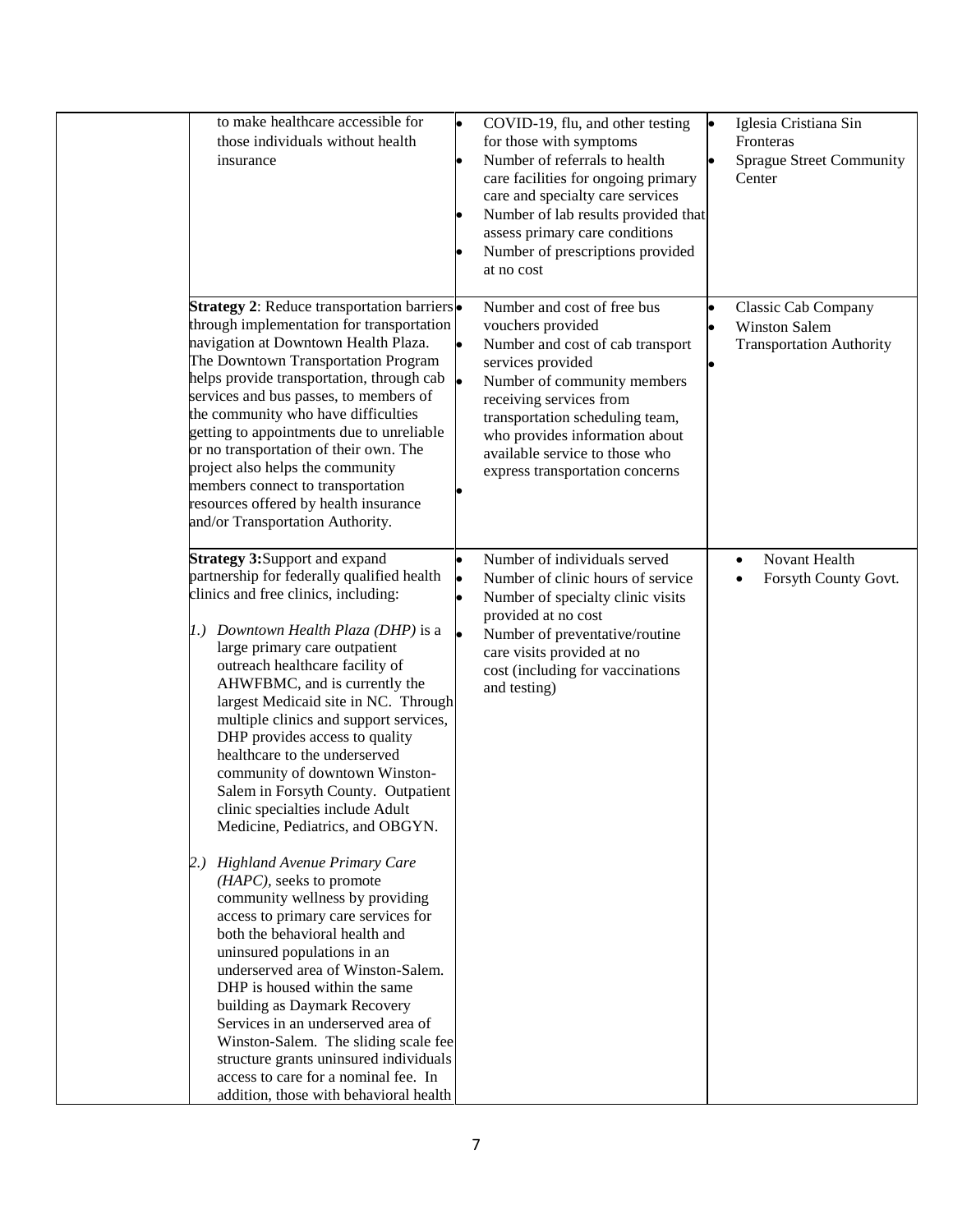| | | | |
|---|---|---|---|
| | to make healthcare accessible for those individuals without health insurance | • COVID-19, flu, and other testing for those with symptoms<br>• Number of referrals to health care facilities for ongoing primary care and specialty care services<br>• Number of lab results provided that assess primary care conditions<br>• Number of prescriptions provided at no cost | • Iglesia Cristiana Sin Fronteras<br>• Sprague Street Community Center |
| | **Strategy 2**: Reduce transportation barriers through implementation for transportation navigation at Downtown Health Plaza. The Downtown Transportation Program helps provide transportation, through cab services and bus passes, to members of the community who have difficulties getting to appointments due to unreliable or no transportation of their own. The project also helps the community members connect to transportation resources offered by health insurance and/or Transportation Authority. | • Number and cost of free bus vouchers provided<br>• Number and cost of cab transport services provided<br>• Number of community members receiving services from transportation scheduling team, who provides information about available service to those who express transportation concerns<br>• | • Classic Cab Company<br>• Winston Salem Transportation Authority<br>• |
| | **Strategy 3:** Support and expand partnership for federally qualified health clinics and free clinics, including:<br><br>1.) *Downtown Health Plaza (DHP)* is a large primary care outpatient outreach healthcare facility of AHWFBMC, and is currently the largest Medicaid site in NC. Through multiple clinics and support services, DHP provides access to quality healthcare to the underserved community of downtown Winston-Salem in Forsyth County. Outpatient clinic specialties include Adult Medicine, Pediatrics, and OBGYN.<br><br>2.) *Highland Avenue Primary Care (HAPC)*, seeks to promote community wellness by providing access to primary care services for both the behavioral health and uninsured populations in an underserved area of Winston-Salem. DHP is housed within the same building as Daymark Recovery Services in an underserved area of Winston-Salem. The sliding scale fee structure grants uninsured individuals access to care for a nominal fee. In addition, those with behavioral health | • Number of individuals served<br>• Number of clinic hours of service<br>• Number of specialty clinic visits provided at no cost<br>• Number of preventative/routine care visits provided at no cost (including for vaccinations and testing) | • Novant Health<br>• Forsyth County Govt. |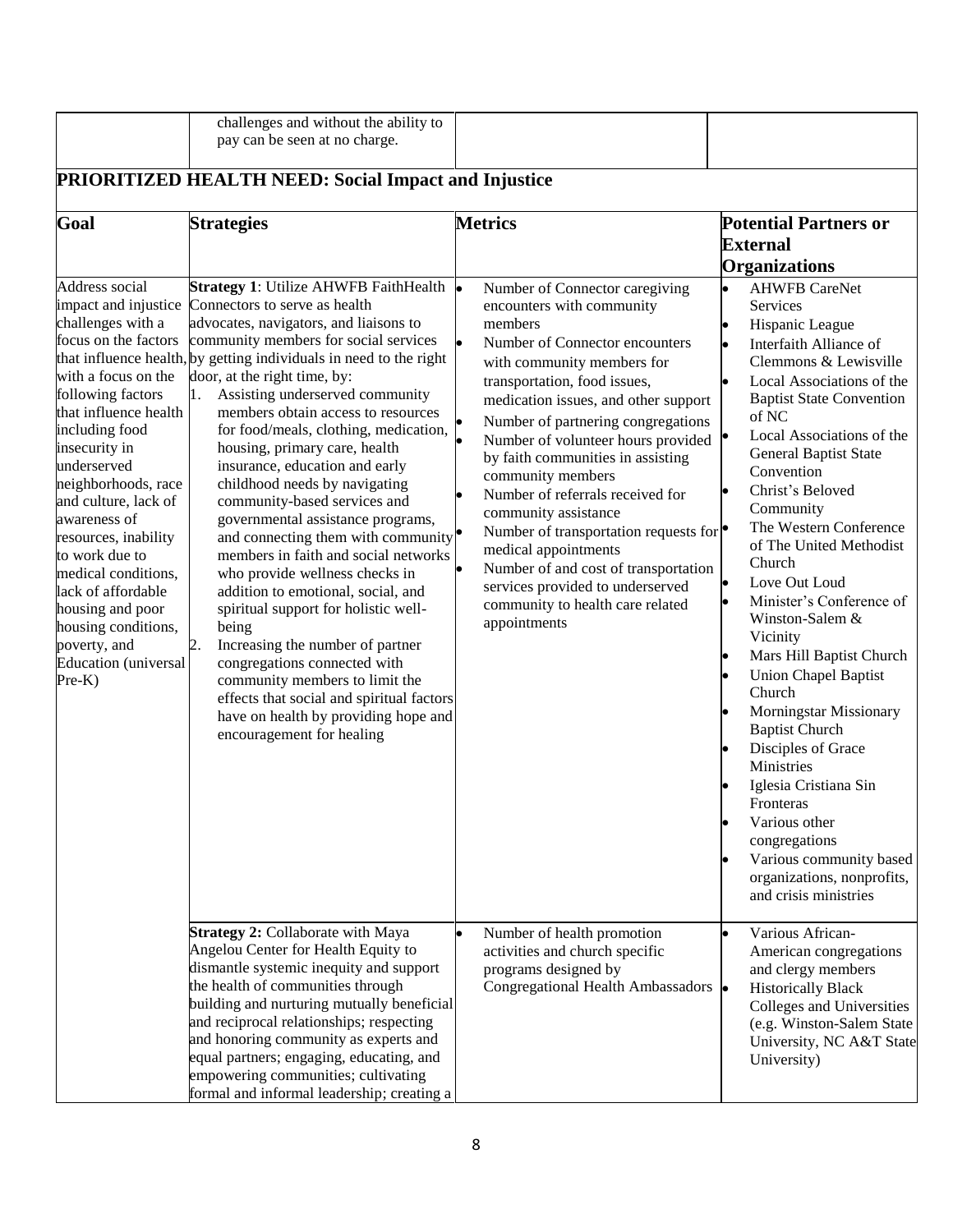| | challenges and without the ability to pay can be seen at no charge. | | |
|---|---|---|---|

## PRIORITIZED HEALTH NEED: Social Impact and Injustice

| Goal | Strategies | Metrics | Potential Partners or External Organizations |
|---|---|---|---|
| Address social impact and injustice challenges with a focus on the factors that influence health, with a focus on the following factors that influence health including food insecurity in underserved neighborhoods, race and culture, lack of awareness of resources, inability to work due to medical conditions, lack of affordable housing and poor housing conditions, poverty, and Education (universal Pre-K) | **Strategy 1**: Utilize AHWFB FaithHealth Connectors to serve as health advocates, navigators, and liaisons to community members for social services by getting individuals in need to the right door, at the right time, by:<br>1. Assisting underserved community members obtain access to resources for food/meals, clothing, medication, housing, primary care, health insurance, education and early childhood needs by navigating community-based services and governmental assistance programs, and connecting them with community members in faith and social networks who provide wellness checks in addition to emotional, social, and spiritual support for holistic well-being<br>2. Increasing the number of partner congregations connected with community members to limit the effects that social and spiritual factors have on health by providing hope and encouragement for healing | • Number of Connector caregiving encounters with community members<br>• Number of Connector encounters with community members for transportation, food issues, medication issues, and other support<br>• Number of partnering congregations<br>• Number of volunteer hours provided by faith communities in assisting community members<br>• Number of referrals received for community assistance<br>• Number of transportation requests for medical appointments<br>• Number of and cost of transportation services provided to underserved community to health care related appointments | • AHWFB CareNet Services<br>• Hispanic League<br>• Interfaith Alliance of Clemmons & Lewisville<br>• Local Associations of the Baptist State Convention of NC<br>• Local Associations of the General Baptist State Convention<br>• Christ's Beloved Community<br>• The Western Conference of The United Methodist Church<br>• Love Out Loud<br>• Minister's Conference of Winston-Salem & Vicinity<br>• Mars Hill Baptist Church<br>• Union Chapel Baptist Church<br>• Morningstar Missionary Baptist Church<br>• Disciples of Grace Ministries<br>• Iglesia Cristiana Sin Fronteras<br>• Various other congregations<br>• Various community based organizations, nonprofits, and crisis ministries |
| | **Strategy 2:** Collaborate with Maya Angelou Center for Health Equity to dismantle systemic inequity and support the health of communities through building and nurturing mutually beneficial and reciprocal relationships; respecting and honoring community as experts and equal partners; engaging, educating, and empowering communities; cultivating formal and informal leadership; creating a | • Number of health promotion activities and church specific programs designed by Congregational Health Ambassadors | • Various African-American congregations and clergy members<br>• Historically Black Colleges and Universities (e.g. Winston-Salem State University, NC A&T State University) |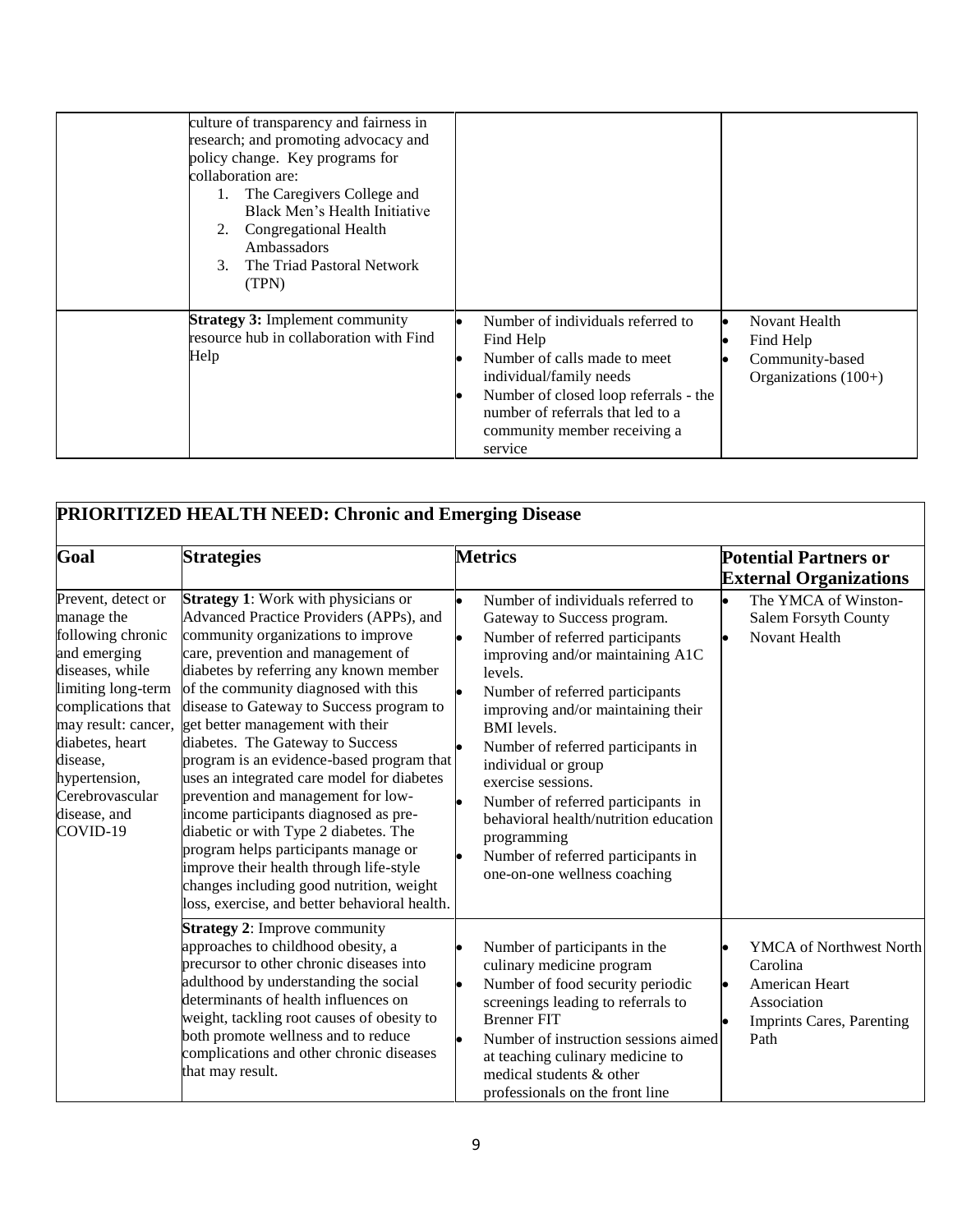| | | | |
|---|---|---|---|
| | culture of transparency and fairness in research; and promoting advocacy and policy change. Key programs for collaboration are:<br>1. The Caregivers College and Black Men's Health Initiative<br>2. Congregational Health Ambassadors<br>3. The Triad Pastoral Network (TPN) | | |
| | **Strategy 3:** Implement community resource hub in collaboration with Find Help | • Number of individuals referred to Find Help<br>• Number of calls made to meet individual/family needs<br>• Number of closed loop referrals - the number of referrals that led to a community member receiving a service | • Novant Health<br>• Find Help<br>• Community-based Organizations (100+) |

| **PRIORITIZED HEALTH NEED: Chronic and Emerging Disease** | | | |
|---|---|---|---|
| **Goal** | **Strategies** | **Metrics** | **Potential Partners or External Organizations** |
| Prevent, detect or manage the following chronic and emerging diseases, while limiting long-term complications that may result: cancer, diabetes, heart disease, hypertension, Cerebrovascular disease, and COVID-19 | **Strategy 1**: Work with physicians or Advanced Practice Providers (APPs), and community organizations to improve care, prevention and management of diabetes by referring any known member of the community diagnosed with this disease to Gateway to Success program to get better management with their diabetes. The Gateway to Success program is an evidence-based program that uses an integrated care model for diabetes prevention and management for low-income participants diagnosed as pre-diabetic or with Type 2 diabetes. The program helps participants manage or improve their health through life-style changes including good nutrition, weight loss, exercise, and better behavioral health. | • Number of individuals referred to Gateway to Success program.<br>• Number of referred participants improving and/or maintaining A1C levels.<br>• Number of referred participants improving and/or maintaining their BMI levels.<br>• Number of referred participants in individual or group exercise sessions.<br>• Number of referred participants in behavioral health/nutrition education programming<br>• Number of referred participants in one-on-one wellness coaching | • The YMCA of Winston-Salem Forsyth County<br>• Novant Health |
| | **Strategy 2**: Improve community approaches to childhood obesity, a precursor to other chronic diseases into adulthood by understanding the social determinants of health influences on weight, tackling root causes of obesity to both promote wellness and to reduce complications and other chronic diseases that may result. | • Number of participants in the culinary medicine program<br>• Number of food security periodic screenings leading to referrals to Brenner FIT<br>• Number of instruction sessions aimed at teaching culinary medicine to medical students & other professionals on the front line | • YMCA of Northwest North Carolina<br>• American Heart Association<br>• Imprints Cares, Parenting Path |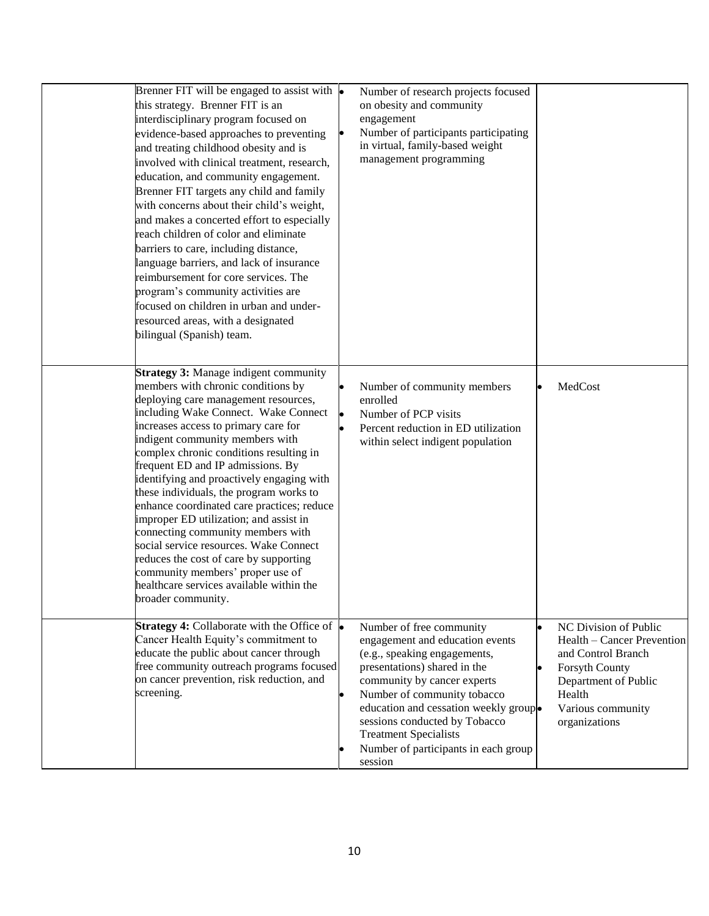| | | | |
|---|---|---|---|
| | Brenner FIT will be engaged to assist with this strategy. Brenner FIT is an interdisciplinary program focused on evidence-based approaches to preventing and treating childhood obesity and is involved with clinical treatment, research, education, and community engagement. Brenner FIT targets any child and family with concerns about their child's weight, and makes a concerted effort to especially reach children of color and eliminate barriers to care, including distance, language barriers, and lack of insurance reimbursement for core services. The program's community activities are focused on children in urban and under-resourced areas, with a designated bilingual (Spanish) team. | • Number of research projects focused on obesity and community engagement<br>• Number of participants participating in virtual, family-based weight management programming | |
| | **Strategy 3:** Manage indigent community members with chronic conditions by deploying care management resources, including Wake Connect. Wake Connect increases access to primary care for indigent community members with complex chronic conditions resulting in frequent ED and IP admissions. By identifying and proactively engaging with these individuals, the program works to enhance coordinated care practices; reduce improper ED utilization; and assist in connecting community members with social service resources. Wake Connect reduces the cost of care by supporting community members' proper use of healthcare services available within the broader community. | • Number of community members enrolled<br>• Number of PCP visits<br>• Percent reduction in ED utilization within select indigent population | • MedCost |
| | **Strategy 4:** Collaborate with the Office of Cancer Health Equity's commitment to educate the public about cancer through free community outreach programs focused on cancer prevention, risk reduction, and screening. | • Number of free community engagement and education events (e.g., speaking engagements, presentations) shared in the community by cancer experts<br>• Number of community tobacco education and cessation weekly group sessions conducted by Tobacco Treatment Specialists<br>• Number of participants in each group session | • NC Division of Public Health – Cancer Prevention and Control Branch<br>• Forsyth County Department of Public Health<br>• Various community organizations |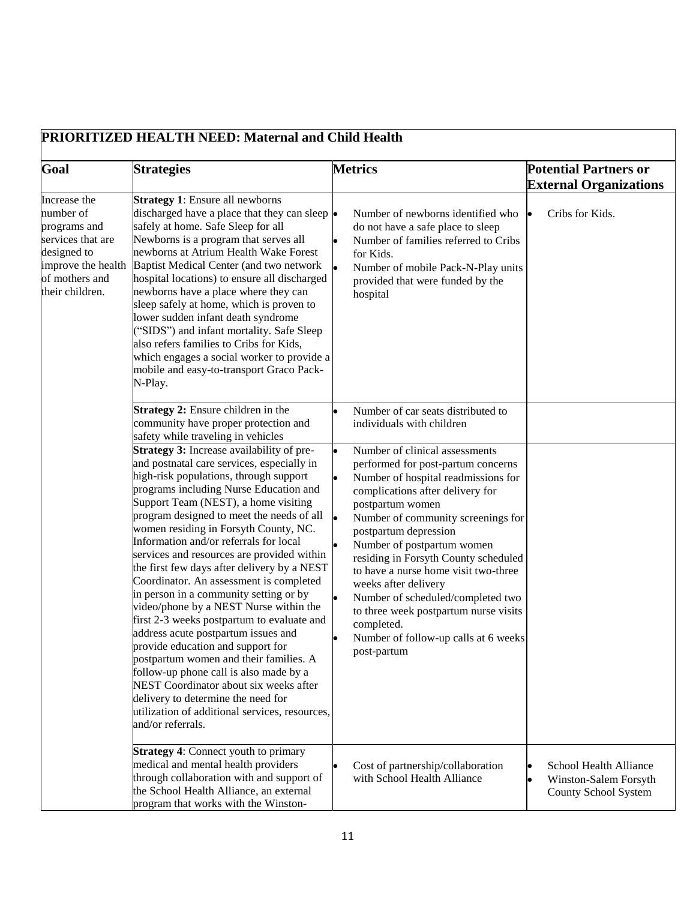| PRIORITIZED HEALTH NEED: Maternal and Child Health | | | |
|---|---|---|---|
| **Goal** | **Strategies** | **Metrics** | **Potential Partners or External Organizations** |
| Increase the number of programs and services that are designed to improve the health of mothers and their children. | **Strategy 1**: Ensure all newborns discharged have a place that they can sleep safely at home. Safe Sleep for all Newborns is a program that serves all newborns at Atrium Health Wake Forest Baptist Medical Center (and two network hospital locations) to ensure all discharged newborns have a place where they can sleep safely at home, which is proven to lower sudden infant death syndrome ("SIDS") and infant mortality. Safe Sleep also refers families to Cribs for Kids, which engages a social worker to provide a mobile and easy-to-transport Graco Pack-N-Play. | • Number of newborns identified who do not have a safe place to sleep<br>• Number of families referred to Cribs for Kids.<br>• Number of mobile Pack-N-Play units provided that were funded by the hospital | • Cribs for Kids. |
| | **Strategy 2:** Ensure children in the community have proper protection and safety while traveling in vehicles | • Number of car seats distributed to individuals with children | |
| | **Strategy 3:** Increase availability of pre- and postnatal care services, especially in high-risk populations, through support programs including Nurse Education and Support Team (NEST), a home visiting program designed to meet the needs of all women residing in Forsyth County, NC. Information and/or referrals for local services and resources are provided within the first few days after delivery by a NEST Coordinator. An assessment is completed in person in a community setting or by video/phone by a NEST Nurse within the first 2-3 weeks postpartum to evaluate and address acute postpartum issues and provide education and support for postpartum women and their families. A follow-up phone call is also made by a NEST Coordinator about six weeks after delivery to determine the need for utilization of additional services, resources, and/or referrals. | • Number of clinical assessments performed for post-partum concerns<br>• Number of hospital readmissions for complications after delivery for postpartum women<br>• Number of community screenings for postpartum depression<br>• Number of postpartum women residing in Forsyth County scheduled to have a nurse home visit two-three weeks after delivery<br>• Number of scheduled/completed two to three week postpartum nurse visits completed.<br>• Number of follow-up calls at 6 weeks post-partum | |
| | **Strategy 4**: Connect youth to primary medical and mental health providers through collaboration with and support of the School Health Alliance, an external program that works with the Winston- | • Cost of partnership/collaboration with School Health Alliance | • School Health Alliance<br>• Winston-Salem Forsyth County School System |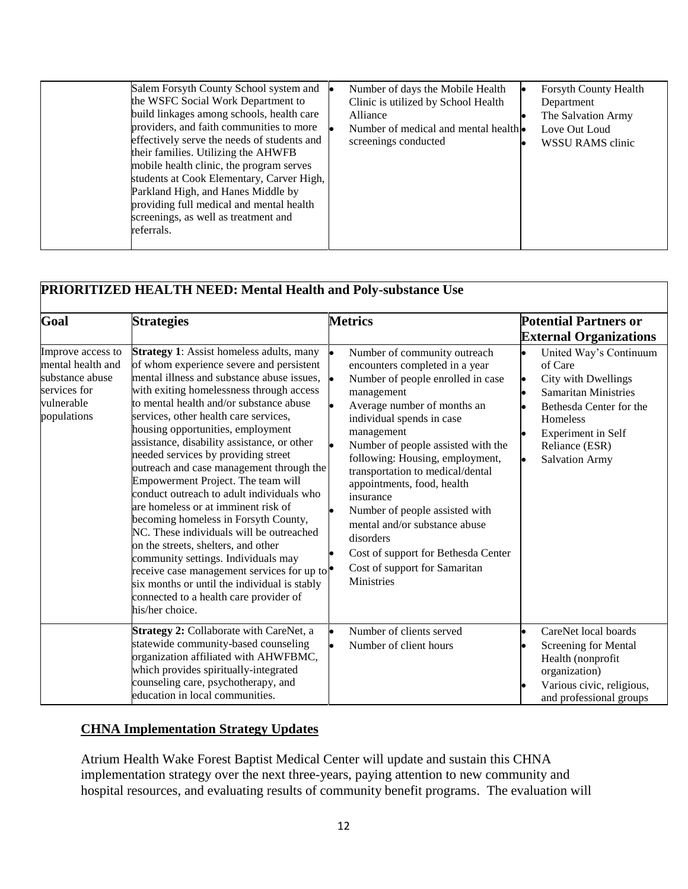| | | | |
|---|---|---|---|
| | Salem Forsyth County School system and the WSFC Social Work Department to build linkages among schools, health care providers, and faith communities to more effectively serve the needs of students and their families. Utilizing the AHWFB mobile health clinic, the program serves students at Cook Elementary, Carver High, Parkland High, and Hanes Middle by providing full medical and mental health screenings, as well as treatment and referrals. | • Number of days the Mobile Health Clinic is utilized by School Health Alliance<br>• Number of medical and mental health screenings conducted | • Forsyth County Health Department<br>• The Salvation Army<br>• Love Out Loud<br>• WSSU RAMS clinic |

| **PRIORITIZED HEALTH NEED: Mental Health and Poly-substance Use** | | | |
|---|---|---|---|
| **Goal** | **Strategies** | **Metrics** | **Potential Partners or External Organizations** |
| Improve access to mental health and substance abuse services for vulnerable populations | **Strategy 1**: Assist homeless adults, many of whom experience severe and persistent mental illness and substance abuse issues, with exiting homelessness through access to mental health and/or substance abuse services, other health care services, housing opportunities, employment assistance, disability assistance, or other needed services by providing street outreach and case management through the Empowerment Project. The team will conduct outreach to adult individuals who are homeless or at imminent risk of becoming homeless in Forsyth County, NC. These individuals will be outreached on the streets, shelters, and other community settings. Individuals may receive case management services for up to six months or until the individual is stably connected to a health care provider of his/her choice. | • Number of community outreach encounters completed in a year<br>• Number of people enrolled in case management<br>• Average number of months an individual spends in case management<br>• Number of people assisted with the following: Housing, employment, transportation to medical/dental appointments, food, health insurance<br>• Number of people assisted with mental and/or substance abuse disorders<br>• Cost of support for Bethesda Center<br>• Cost of support for Samaritan Ministries | • United Way's Continuum of Care<br>• City with Dwellings<br>• Samaritan Ministries<br>• Bethesda Center for the Homeless<br>• Experiment in Self Reliance (ESR)<br>• Salvation Army |
| | **Strategy 2:** Collaborate with CareNet, a statewide community-based counseling organization affiliated with AHWFBMC, which provides spiritually-integrated counseling care, psychotherapy, and education in local communities. | • Number of clients served<br>• Number of client hours | • CareNet local boards<br>• Screening for Mental Health (nonprofit organization)<br>• Various civic, religious, and professional groups |

## CHNA Implementation Strategy Updates

Atrium Health Wake Forest Baptist Medical Center will update and sustain this CHNA implementation strategy over the next three-years, paying attention to new community and hospital resources, and evaluating results of community benefit programs. The evaluation will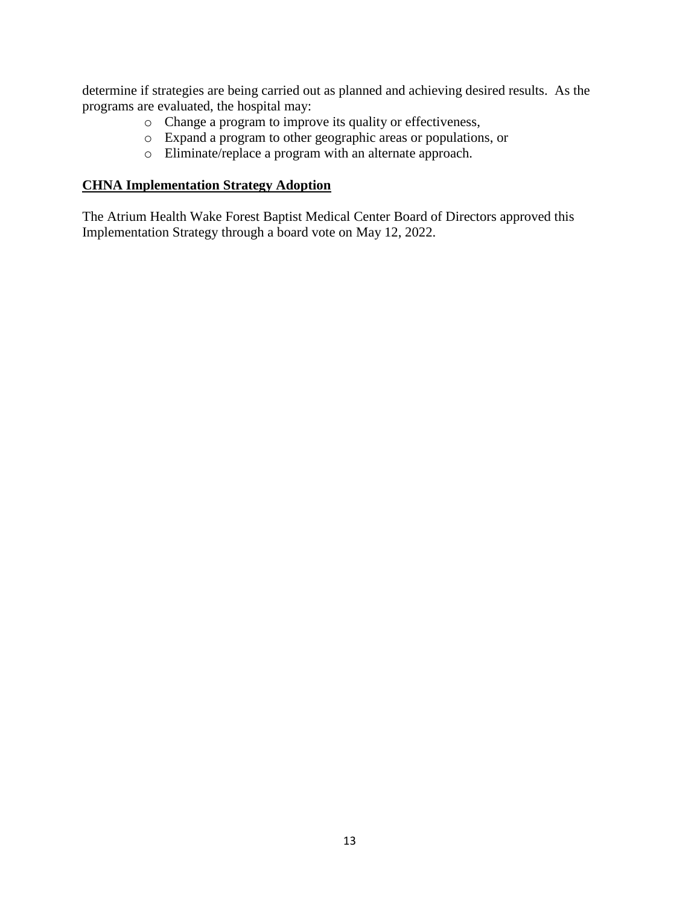determine if strategies are being carried out as planned and achieving desired results. As the programs are evaluated, the hospital may:

- Change a program to improve its quality or effectiveness,
- Expand a program to other geographic areas or populations, or
- Eliminate/replace a program with an alternate approach.

**CHNA Implementation Strategy Adoption**

The Atrium Health Wake Forest Baptist Medical Center Board of Directors approved this Implementation Strategy through a board vote on May 12, 2022.